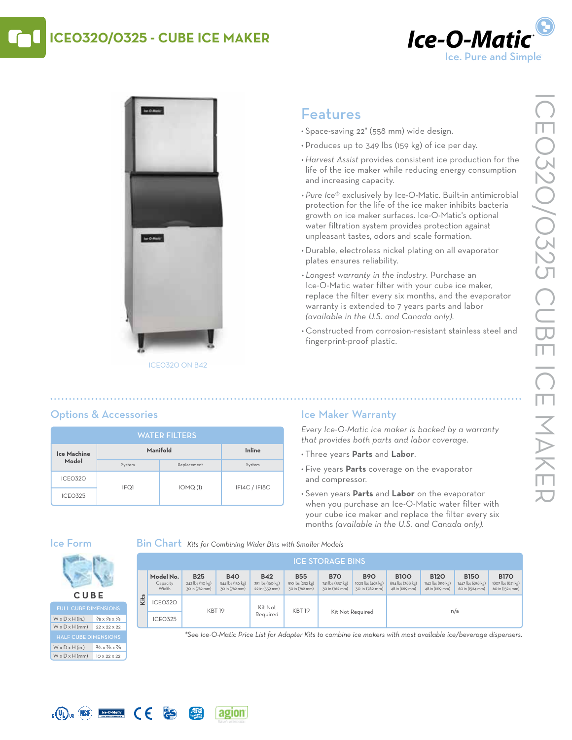# ICEO320/O325 - CUBE ICE MAKER

Ice-O-Matic
Ice. Pure and Simple

ICEO320 ON B42

## Features

- Space-saving 22" (558 mm) wide design.
- Produces up to 349 lbs (159 kg) of ice per day.
- *Harvest Assist* provides consistent ice production for the life of the ice maker while reducing energy consumption and increasing capacity.
- *Pure Ice®* exclusively by Ice-O-Matic. Built-in antimicrobial protection for the life of the ice maker inhibits bacteria growth on ice maker surfaces. Ice-O-Matic's optional water filtration system provides protection against unpleasant tastes, odors and scale formation.
- Durable, electroless nickel plating on all evaporator plates ensures reliability.
- *Longest warranty in the industry.* Purchase an Ice-O-Matic water filter with your cube ice maker, replace the filter every six months, and the evaporator warranty is extended to 7 years parts and labor *(available in the U.S. and Canada only).*
- Constructed from corrosion-resistant stainless steel and fingerprint-proof plastic.

## Options & Accessories

| WATER FILTERS | | | |
|---|---|---|---|
| Ice Machine Model | Manifold | | Inline |
| | System | Replacement | System |
| ICEO320 | IFQ1 | IOMQ (1) | IFI4C / IFI8C |
| ICEO325 | | | |

## Ice Maker Warranty

*Every Ice-O-Matic ice maker is backed by a warranty that provides both parts and labor coverage.*

- Three years **Parts** and **Labor**.
- Five years **Parts** coverage on the evaporator and compressor.
- Seven years **Parts** and **Labor** on the evaporator when you purchase an Ice-O-Matic water filter with your cube ice maker and replace the filter every six months *(available in the U.S. and Canada only).*

## Ice Form

CUBE

| FULL CUBE DIMENSIONS | |
|---|---|
| W x D x H (in.) | 7/8 x 7/8 x 7/8 |
| W x D x H (mm) | 22 x 22 x 22 |
| **HALF CUBE DIMENSIONS** | |
| W x D x H (in.) | 3/8 x 7/8 x 7/8 |
| W x D x H (mm) | 10 x 22 x 22 |

## Bin Chart *Kits for Combining Wider Bins with Smaller Models*

| ICE STORAGE BINS | | | | | | | | | | | |
|---|---|---|---|---|---|---|---|---|---|---|---|
| Model No. Capacity Width | B25 242 lbs (110 kg) 30 in (762 mm) | B40 344 lbs (156 kg) 30 in (762 mm) | B42 351 lbs (160 kg) 22 in (559 mm) | B55 510 lbs (232 kg) 30 in (762 mm) | B70 741 lbs (337 kg) 30 in (762 mm) | B90 1023 lbs (465 kg) 30 in (762 mm) | B100 854 lbs (388 kg) 48 in (1219 mm) | B120 1142 lbs (519 kg) 48 in (1219 mm) | B150 1447 lbs (658 kg) 60 in (1524 mm) | B170 1807 lbs (821 kg) 60 in (1524 mm) |
| Kits: ICEO320 | KBT 19 | | Kit Not Required | KBT 19 | Kit Not Required | | n/a | | | |
| Kits: ICEO325 | | | | | | | | | | |

*\*See Ice-O-Matic Price List for Adapter Kits to combine ice makers with most available ice/beverage dispensers.*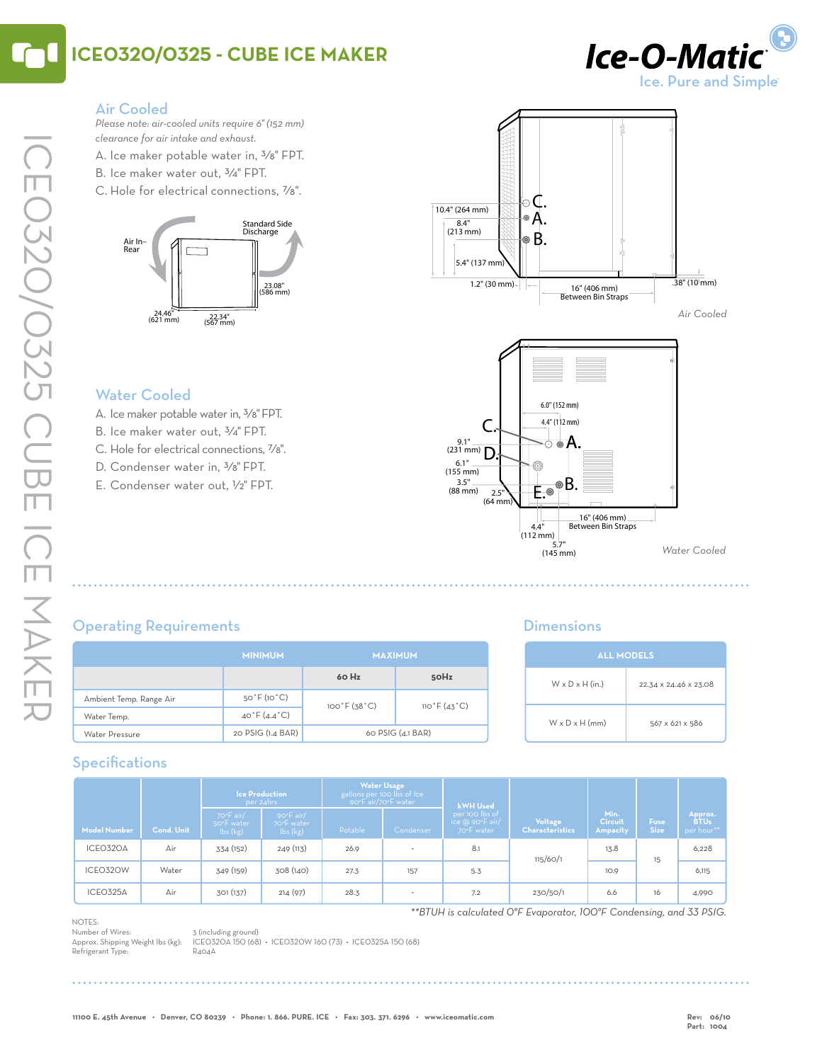# ICE0320/0325 - CUBE ICE MAKER

Ice-O-Matic
Ice. Pure and Simple

## Air Cooled

*Please note: air-cooled units require 6" (152 mm) clearance for air intake and exhaust.*

A. Ice maker potable water in, 3/8" FPT.
B. Ice maker water out, 3/4" FPT.
C. Hole for electrical connections, 7/8".

Air In– Rear
Standard Side Discharge
23.08" (586 mm)
24.46" (621 mm)
22.34" (567 mm)

10.4" (264 mm)
8.4" (213 mm)
5.4" (137 mm)
1.2" (30 mm)
16" (406 mm) Between Bin Straps
.38" (10 mm)
C.
A.
B.

*Air Cooled*

## Water Cooled

A. Ice maker potable water in, 3/8" FPT.
B. Ice maker water out, 3/4" FPT.
C. Hole for electrical connections, 7/8".
D. Condenser water in, 3/8" FPT.
E. Condenser water out, 1/2" FPT.

6.0" (152 mm)
4.4" (112 mm)
9.1" (231 mm)
6.1" (155 mm)
3.5" (88 mm)
2.5" (64 mm)
4.4" (112 mm)
5.7" (145 mm)
16" (406 mm) Between Bin Straps
C.
D.
A.
E.
B.

*Water Cooled*

## Operating Requirements

| | MINIMUM | MAXIMUM | |
|---|---|---|---|
| | | 60 Hz | 50Hz |
| Ambient Temp. Range Air | 50°F (10°C) | 100°F (38°C) | 110°F (43°C) |
| Water Temp. | 40°F (4.4°C) | 100°F (38°C) | 110°F (43°C) |
| Water Pressure | 20 PSIG (1.4 BAR) | 60 PSIG (4.1 BAR) | |

## Dimensions

| ALL MODELS | |
|---|---|
| W x D x H (in.) | 22.34 x 24.46 x 23.08 |
| W x D x H (mm) | 567 x 621 x 586 |

## Specifications

| Model Number | Cond. Unit | Ice Production per 24hrs 70°F air/ 50°F water lbs (kg) | Ice Production per 24hrs 90°F air/ 70°F water lbs (kg) | Water Usage gallons per 100 lbs of ice 90°F air/70°F water: Potable | Water Usage: Condenser | kWH Used per 100 lbs of ice @ 90°F air/ 70°F water | Voltage Characteristics | Min. Circuit Ampacity | Fuse Size | Approx. BTUs per hour** |
|---|---|---|---|---|---|---|---|---|---|---|
| ICE0320A | Air | 334 (152) | 249 (113) | 26.9 | - | 8.1 | 115/60/1 | 13.8 | 15 | 6,228 |
| ICE0320W | Water | 349 (159) | 308 (140) | 27.3 | 157 | 5.3 | 115/60/1 | 10.9 | 15 | 6,115 |
| ICE0325A | Air | 301 (137) | 214 (97) | 28.3 | - | 7.2 | 230/50/1 | 6.6 | 16 | 4,990 |

*\*\*BTUH is calculated 0°F Evaporator, 100°F Condensing, and 33 PSIG.*

NOTES:
Number of Wires: 3 (including ground)
Approx. Shipping Weight lbs (kg): ICE0320A 150 (68) • ICE0320W 160 (73) • ICE0325A 150 (68)
Refrigerant Type: R404A

11100 E. 45th Avenue • Denver, CO 80239 • Phone: 1. 866. PURE. ICE • Fax: 303. 371. 6296 • www.iceomatic.com

Rev: 06/10
Part: 1004